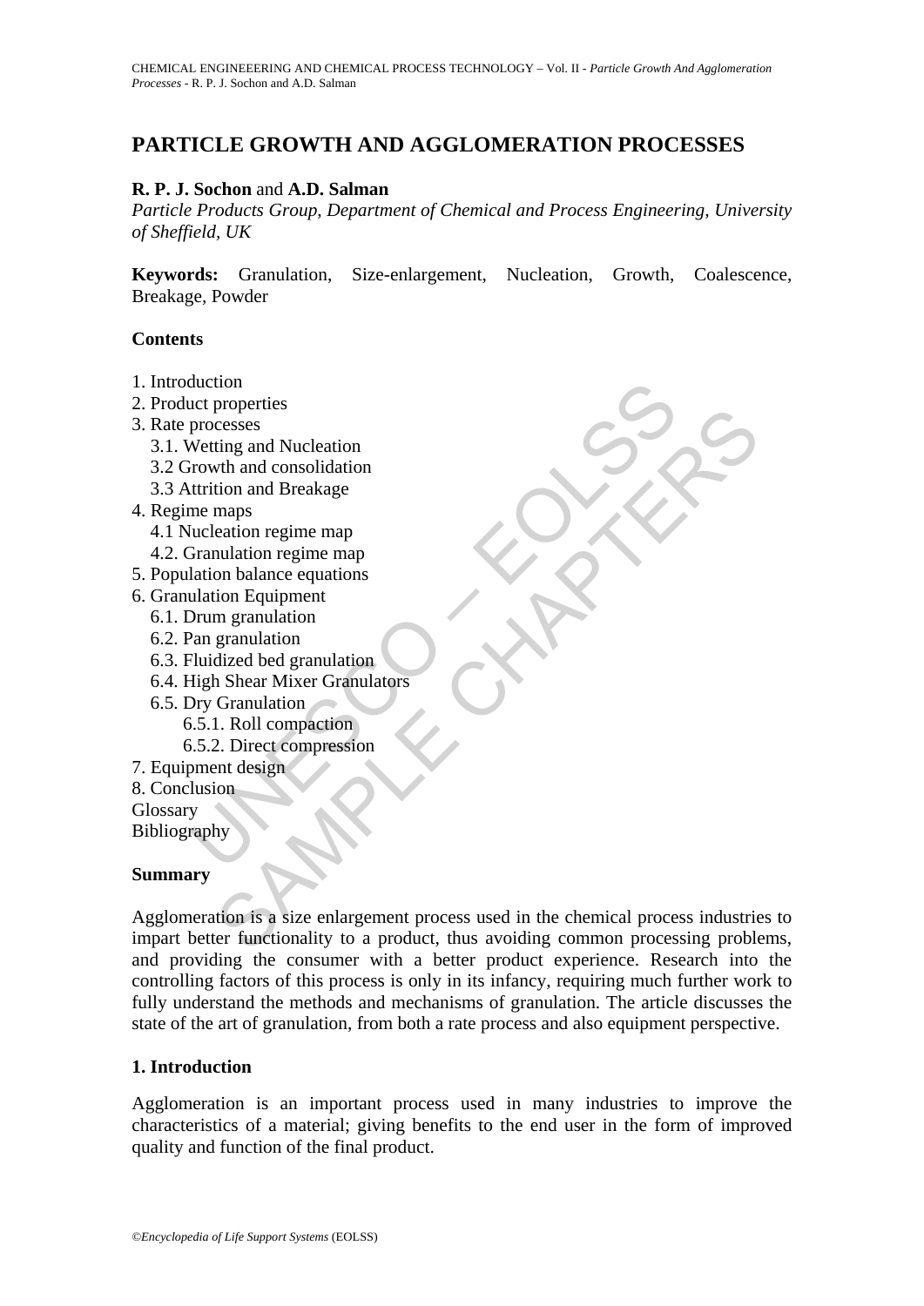# PARTICLE GROWTH AND AGGLOMERATION PROCESSES

**R. P. J. Sochon** and **A.D. Salman**

*Particle Products Group, Department of Chemical and Process Engineering, University of Sheffield, UK*

**Keywords:** Granulation, Size-enlargement, Nucleation, Growth, Coalescence, Breakage, Powder

**Contents**

1. Introduction
2. Product properties
3. Rate processes
   3.1. Wetting and Nucleation
   3.2 Growth and consolidation
   3.3 Attrition and Breakage
4. Regime maps
   4.1 Nucleation regime map
   4.2. Granulation regime map
5. Population balance equations
6. Granulation Equipment
   6.1. Drum granulation
   6.2. Pan granulation
   6.3. Fluidized bed granulation
   6.4. High Shear Mixer Granulators
   6.5. Dry Granulation
      6.5.1. Roll compaction
      6.5.2. Direct compression
7. Equipment design
8. Conclusion

Glossary

Bibliography

**Summary**

Agglomeration is a size enlargement process used in the chemical process industries to impart better functionality to a product, thus avoiding common processing problems, and providing the consumer with a better product experience. Research into the controlling factors of this process is only in its infancy, requiring much further work to fully understand the methods and mechanisms of granulation. The article discusses the state of the art of granulation, from both a rate process and also equipment perspective.

## 1. Introduction

Agglomeration is an important process used in many industries to improve the characteristics of a material; giving benefits to the end user in the form of improved quality and function of the final product.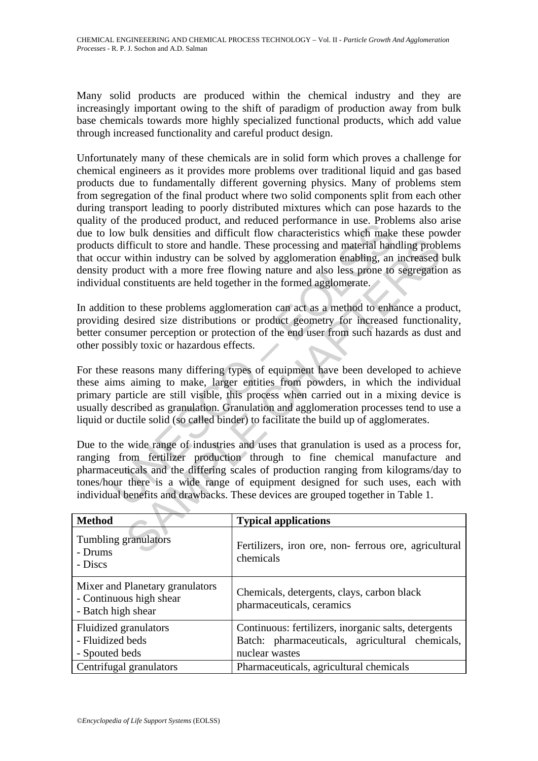Many solid products are produced within the chemical industry and they are increasingly important owing to the shift of paradigm of production away from bulk base chemicals towards more highly specialized functional products, which add value through increased functionality and careful product design.

Unfortunately many of these chemicals are in solid form which proves a challenge for chemical engineers as it provides more problems over traditional liquid and gas based products due to fundamentally different governing physics. Many of problems stem from segregation of the final product where two solid components split from each other during transport leading to poorly distributed mixtures which can pose hazards to the quality of the produced product, and reduced performance in use. Problems also arise due to low bulk densities and difficult flow characteristics which make these powder products difficult to store and handle. These processing and material handling problems that occur within industry can be solved by agglomeration enabling, an increased bulk density product with a more free flowing nature and also less prone to segregation as individual constituents are held together in the formed agglomerate.

In addition to these problems agglomeration can act as a method to enhance a product, providing desired size distributions or product geometry for increased functionality, better consumer perception or protection of the end user from such hazards as dust and other possibly toxic or hazardous effects.

For these reasons many differing types of equipment have been developed to achieve these aims aiming to make, larger entities from powders, in which the individual primary particle are still visible, this process when carried out in a mixing device is usually described as granulation. Granulation and agglomeration processes tend to use a liquid or ductile solid (so called binder) to facilitate the build up of agglomerates.

Due to the wide range of industries and uses that granulation is used as a process for, ranging from fertilizer production through to fine chemical manufacture and pharmaceuticals and the differing scales of production ranging from kilograms/day to tones/hour there is a wide range of equipment designed for such uses, each with individual benefits and drawbacks. These devices are grouped together in Table 1.

| Method | Typical applications |
|---|---|
| Tumbling granulators<br>- Drums<br>- Discs | Fertilizers, iron ore, non- ferrous ore, agricultural chemicals |
| Mixer and Planetary granulators<br>- Continuous high shear<br>- Batch high shear | Chemicals, detergents, clays, carbon black pharmaceuticals, ceramics |
| Fluidized granulators<br>- Fluidized beds<br>- Spouted beds | Continuous: fertilizers, inorganic salts, detergents<br>Batch: pharmaceuticals, agricultural chemicals, nuclear wastes |
| Centrifugal granulators | Pharmaceuticals, agricultural chemicals |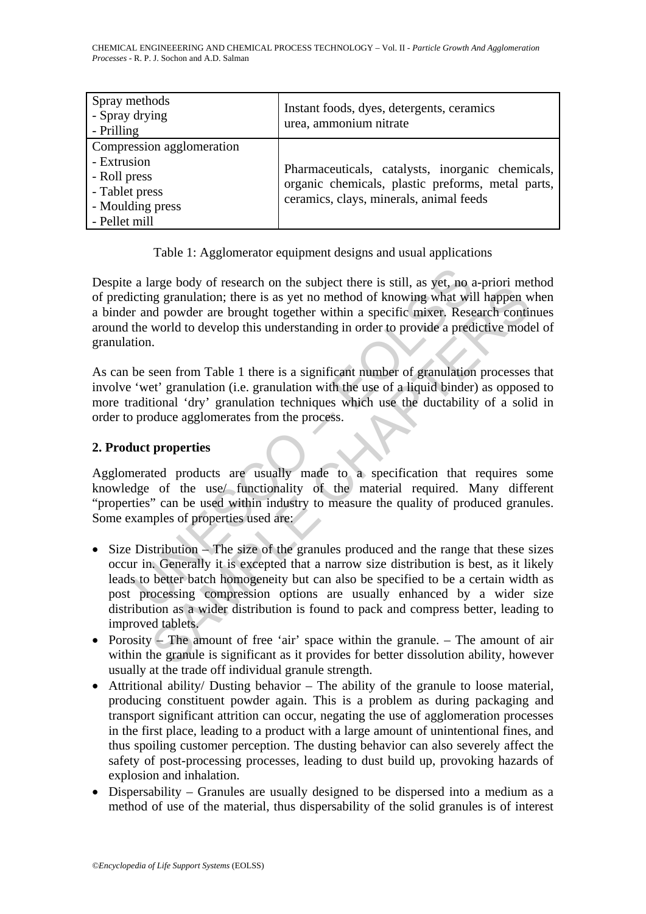| Spray methods<br>- Spray drying<br>- Prilling | Instant foods, dyes, detergents, ceramics urea, ammonium nitrate |
|---|---|
| Compression agglomeration<br>- Extrusion<br>- Roll press<br>- Tablet press<br>- Moulding press<br>- Pellet mill | Pharmaceuticals, catalysts, inorganic chemicals, organic chemicals, plastic preforms, metal parts, ceramics, clays, minerals, animal feeds |

Table 1: Agglomerator equipment designs and usual applications

Despite a large body of research on the subject there is still, as yet, no a-priori method of predicting granulation; there is as yet no method of knowing what will happen when a binder and powder are brought together within a specific mixer. Research continues around the world to develop this understanding in order to provide a predictive model of granulation.

As can be seen from Table 1 there is a significant number of granulation processes that involve 'wet' granulation (i.e. granulation with the use of a liquid binder) as opposed to more traditional 'dry' granulation techniques which use the ductability of a solid in order to produce agglomerates from the process.

## 2. Product properties

Agglomerated products are usually made to a specification that requires some knowledge of the use/ functionality of the material required. Many different "properties" can be used within industry to measure the quality of produced granules. Some examples of properties used are:

- Size Distribution – The size of the granules produced and the range that these sizes occur in. Generally it is excepted that a narrow size distribution is best, as it likely leads to better batch homogeneity but can also be specified to be a certain width as post processing compression options are usually enhanced by a wider size distribution as a wider distribution is found to pack and compress better, leading to improved tablets.
- Porosity – The amount of free 'air' space within the granule. – The amount of air within the granule is significant as it provides for better dissolution ability, however usually at the trade off individual granule strength.
- Attritional ability/ Dusting behavior – The ability of the granule to loose material, producing constituent powder again. This is a problem as during packaging and transport significant attrition can occur, negating the use of agglomeration processes in the first place, leading to a product with a large amount of unintentional fines, and thus spoiling customer perception. The dusting behavior can also severely affect the safety of post-processing processes, leading to dust build up, provoking hazards of explosion and inhalation.
- Dispersability – Granules are usually designed to be dispersed into a medium as a method of use of the material, thus dispersability of the solid granules is of interest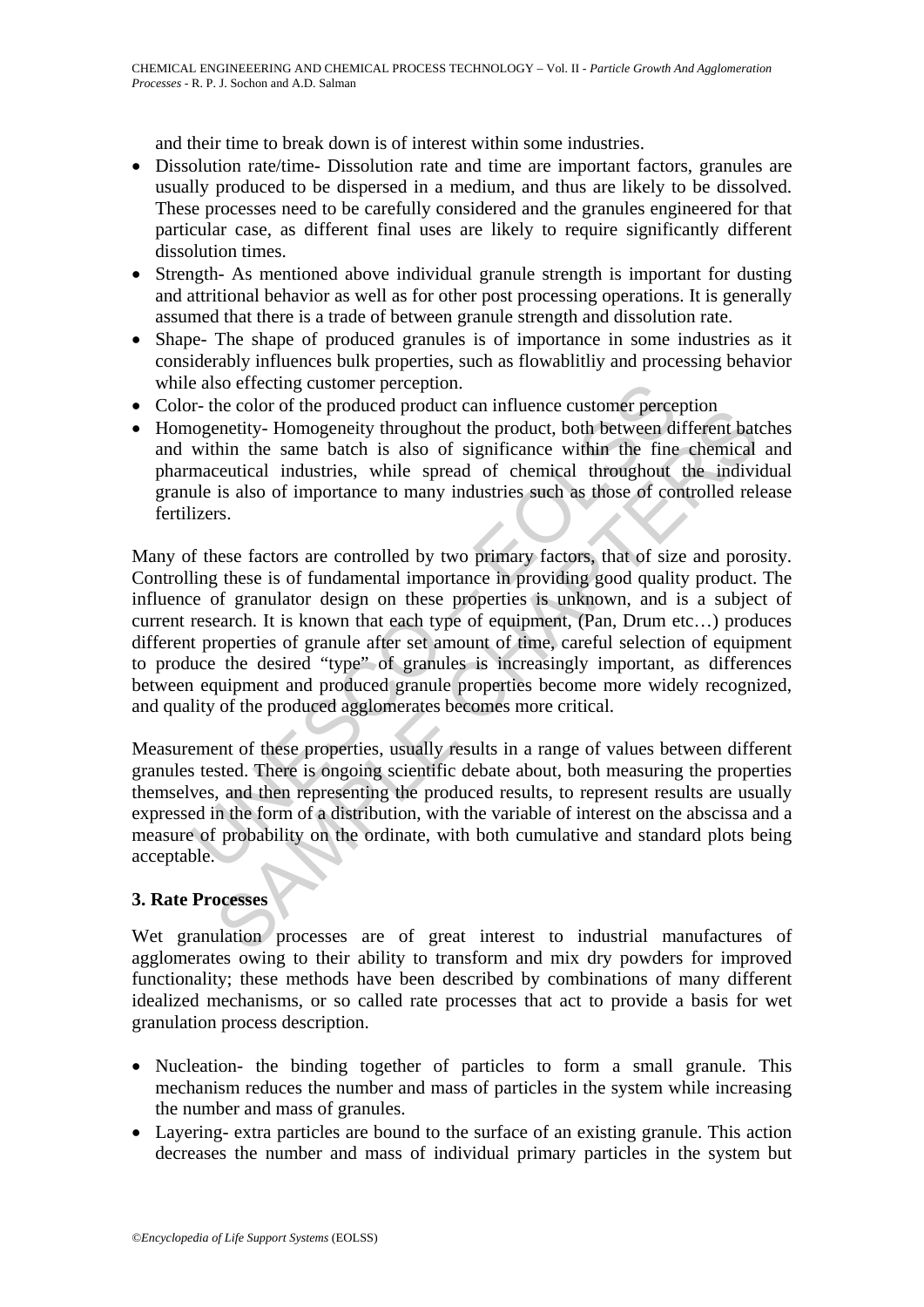and their time to break down is of interest within some industries.

- Dissolution rate/time- Dissolution rate and time are important factors, granules are usually produced to be dispersed in a medium, and thus are likely to be dissolved. These processes need to be carefully considered and the granules engineered for that particular case, as different final uses are likely to require significantly different dissolution times.
- Strength- As mentioned above individual granule strength is important for dusting and attritional behavior as well as for other post processing operations. It is generally assumed that there is a trade of between granule strength and dissolution rate.
- Shape- The shape of produced granules is of importance in some industries as it considerably influences bulk properties, such as flowablitliy and processing behavior while also effecting customer perception.
- Color- the color of the produced product can influence customer perception
- Homogenetity- Homogeneity throughout the product, both between different batches and within the same batch is also of significance within the fine chemical and pharmaceutical industries, while spread of chemical throughout the individual granule is also of importance to many industries such as those of controlled release fertilizers.

Many of these factors are controlled by two primary factors, that of size and porosity. Controlling these is of fundamental importance in providing good quality product. The influence of granulator design on these properties is unknown, and is a subject of current research. It is known that each type of equipment, (Pan, Drum etc…) produces different properties of granule after set amount of time, careful selection of equipment to produce the desired "type" of granules is increasingly important, as differences between equipment and produced granule properties become more widely recognized, and quality of the produced agglomerates becomes more critical.

Measurement of these properties, usually results in a range of values between different granules tested. There is ongoing scientific debate about, both measuring the properties themselves, and then representing the produced results, to represent results are usually expressed in the form of a distribution, with the variable of interest on the abscissa and a measure of probability on the ordinate, with both cumulative and standard plots being acceptable.

## 3. Rate Processes

Wet granulation processes are of great interest to industrial manufactures of agglomerates owing to their ability to transform and mix dry powders for improved functionality; these methods have been described by combinations of many different idealized mechanisms, or so called rate processes that act to provide a basis for wet granulation process description.

- Nucleation- the binding together of particles to form a small granule. This mechanism reduces the number and mass of particles in the system while increasing the number and mass of granules.
- Layering- extra particles are bound to the surface of an existing granule. This action decreases the number and mass of individual primary particles in the system but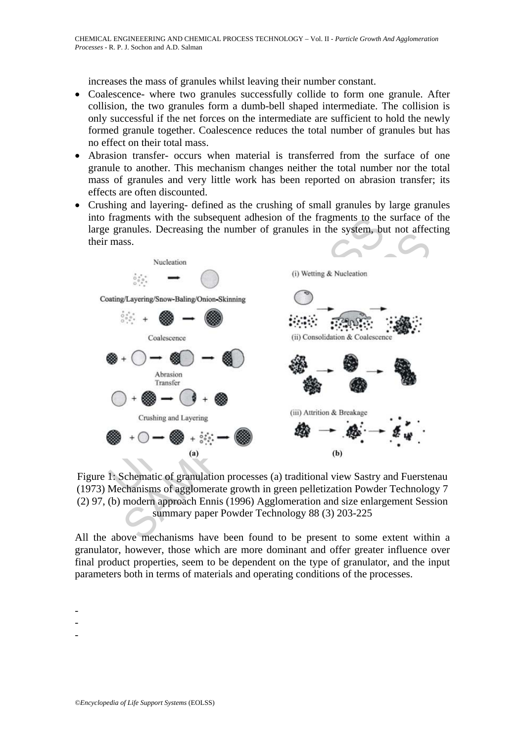increases the mass of granules whilst leaving their number constant.

- Coalescence- where two granules successfully collide to form one granule. After collision, the two granules form a dumb-bell shaped intermediate. The collision is only successful if the net forces on the intermediate are sufficient to hold the newly formed granule together. Coalescence reduces the total number of granules but has no effect on their total mass.
- Abrasion transfer- occurs when material is transferred from the surface of one granule to another. This mechanism changes neither the total number nor the total mass of granules and very little work has been reported on abrasion transfer; its effects are often discounted.
- Crushing and layering- defined as the crushing of small granules by large granules into fragments with the subsequent adhesion of the fragments to the surface of the large granules. Decreasing the number of granules in the system, but not affecting their mass.

Figure 1: Schematic of granulation processes (a) traditional view Sastry and Fuerstenau (1973) Mechanisms of agglomerate growth in green pelletization Powder Technology 7 (2) 97, (b) modern approach Ennis (1996) Agglomeration and size enlargement Session summary paper Powder Technology 88 (3) 203-225

All the above mechanisms have been found to be present to some extent within a granulator, however, those which are more dominant and offer greater influence over final product properties, seem to be dependent on the type of granulator, and the input parameters both in terms of materials and operating conditions of the processes.

-
-
-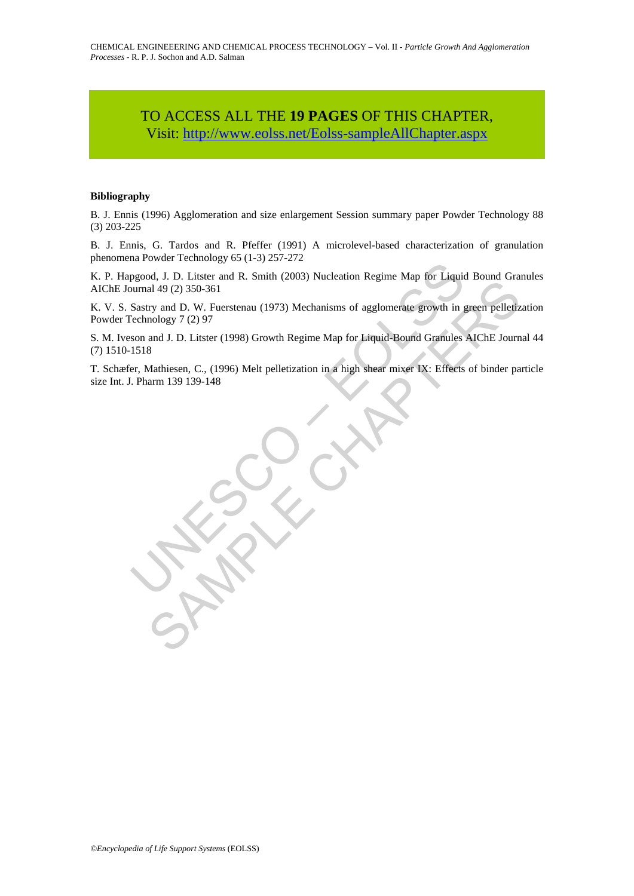TO ACCESS ALL THE **19 PAGES** OF THIS CHAPTER,
Visit: http://www.eolss.net/Eolss-sampleAllChapter.aspx

**Bibliography**

B. J. Ennis (1996) Agglomeration and size enlargement Session summary paper Powder Technology 88 (3) 203-225

B. J. Ennis, G. Tardos and R. Pfeffer (1991) A microlevel-based characterization of granulation phenomena Powder Technology 65 (1-3) 257-272

K. P. Hapgood, J. D. Litster and R. Smith (2003) Nucleation Regime Map for Liquid Bound Granules AIChE Journal 49 (2) 350-361

K. V. S. Sastry and D. W. Fuerstenau (1973) Mechanisms of agglomerate growth in green pelletization Powder Technology 7 (2) 97

S. M. Iveson and J. D. Litster (1998) Growth Regime Map for Liquid-Bound Granules AIChE Journal 44 (7) 1510-1518

T. Schæfer, Mathiesen, C., (1996) Melt pelletization in a high shear mixer IX: Effects of binder particle size Int. J. Pharm 139 139-148